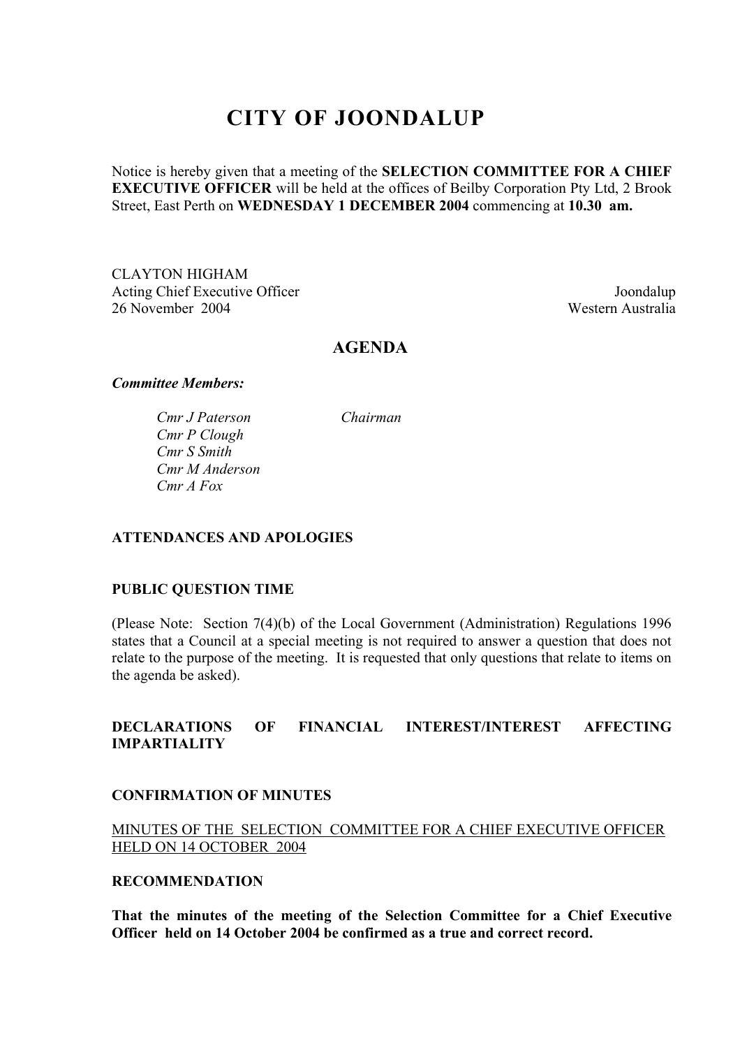# CITY OF JOONDALUP

Notice is hereby given that a meeting of the **SELECTION COMMITTEE FOR A CHIEF EXECUTIVE OFFICER** will be held at the offices of Beilby Corporation Pty Ltd, 2 Brook Street, East Perth on **WEDNESDAY 1 DECEMBER 2004** commencing at **10.30 am.**

CLAYTON HIGHAM
Acting Chief Executive Officer
26 November 2004

Joondalup
Western Australia

## AGENDA

***Committee Members:***

*Cmr J Paterson* — *Chairman*
*Cmr P Clough*
*Cmr S Smith*
*Cmr M Anderson*
*Cmr A Fox*

**ATTENDANCES AND APOLOGIES**

**PUBLIC QUESTION TIME**

(Please Note: Section 7(4)(b) of the Local Government (Administration) Regulations 1996 states that a Council at a special meeting is not required to answer a question that does not relate to the purpose of the meeting. It is requested that only questions that relate to items on the agenda be asked).

**DECLARATIONS OF FINANCIAL INTEREST/INTEREST AFFECTING IMPARTIALITY**

**CONFIRMATION OF MINUTES**

MINUTES OF THE SELECTION COMMITTEE FOR A CHIEF EXECUTIVE OFFICER HELD ON 14 OCTOBER 2004

**RECOMMENDATION**

**That the minutes of the meeting of the Selection Committee for a Chief Executive Officer held on 14 October 2004 be confirmed as a true and correct record.**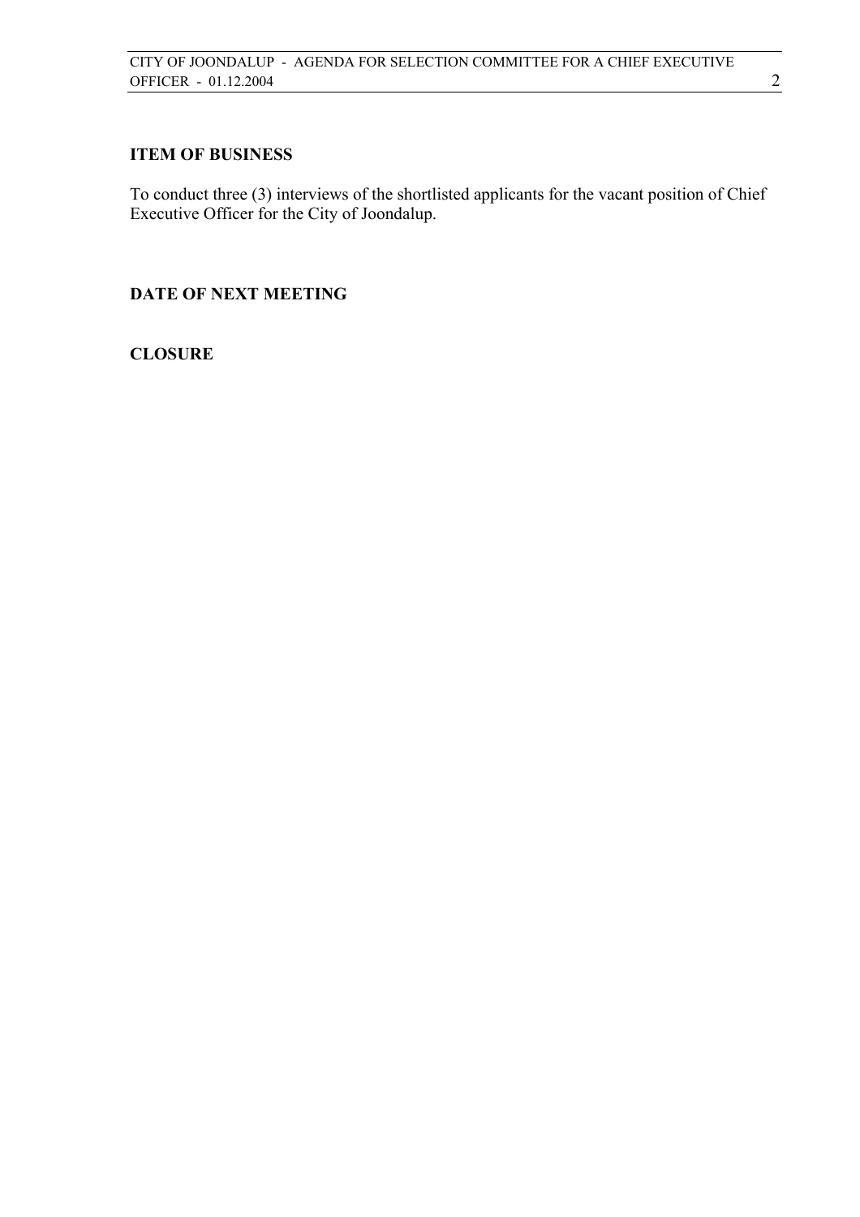**ITEM OF BUSINESS**

To conduct three (3) interviews of the shortlisted applicants for the vacant position of Chief Executive Officer for the City of Joondalup.

**DATE OF NEXT MEETING**

**CLOSURE**